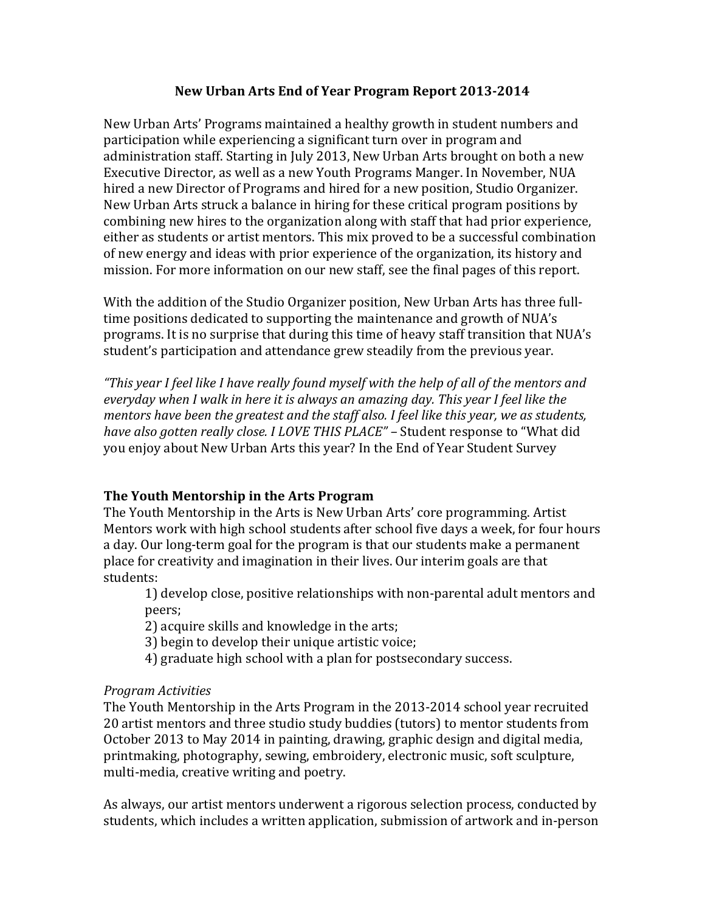# New Urban Arts End of Year Program Report 2013-2014

New Urban Arts' Programs maintained a healthy growth in student numbers and participation while experiencing a significant turn over in program and administration staff. Starting in July 2013, New Urban Arts brought on both a new Executive Director, as well as a new Youth Programs Manger. In November, NUA hired a new Director of Programs and hired for a new position, Studio Organizer. New Urban Arts struck a balance in hiring for these critical program positions by combining new hires to the organization along with staff that had prior experience, either as students or artist mentors. This mix proved to be a successful combination of new energy and ideas with prior experience of the organization, its history and mission. For more information on our new staff, see the final pages of this report.

With the addition of the Studio Organizer position, New Urban Arts has three full-time positions dedicated to supporting the maintenance and growth of NUA's programs. It is no surprise that during this time of heavy staff transition that NUA's student's participation and attendance grew steadily from the previous year.

*"This year I feel like I have really found myself with the help of all of the mentors and everyday when I walk in here it is always an amazing day. This year I feel like the mentors have been the greatest and the staff also. I feel like this year, we as students, have also gotten really close. I LOVE THIS PLACE"* – Student response to "What did you enjoy about New Urban Arts this year? In the End of Year Student Survey

## The Youth Mentorship in the Arts Program

The Youth Mentorship in the Arts is New Urban Arts' core programming. Artist Mentors work with high school students after school five days a week, for four hours a day. Our long-term goal for the program is that our students make a permanent place for creativity and imagination in their lives. Our interim goals are that students:

1) develop close, positive relationships with non-parental adult mentors and peers;
2) acquire skills and knowledge in the arts;
3) begin to develop their unique artistic voice;
4) graduate high school with a plan for postsecondary success.

*Program Activities*

The Youth Mentorship in the Arts Program in the 2013-2014 school year recruited 20 artist mentors and three studio study buddies (tutors) to mentor students from October 2013 to May 2014 in painting, drawing, graphic design and digital media, printmaking, photography, sewing, embroidery, electronic music, soft sculpture, multi-media, creative writing and poetry.

As always, our artist mentors underwent a rigorous selection process, conducted by students, which includes a written application, submission of artwork and in-person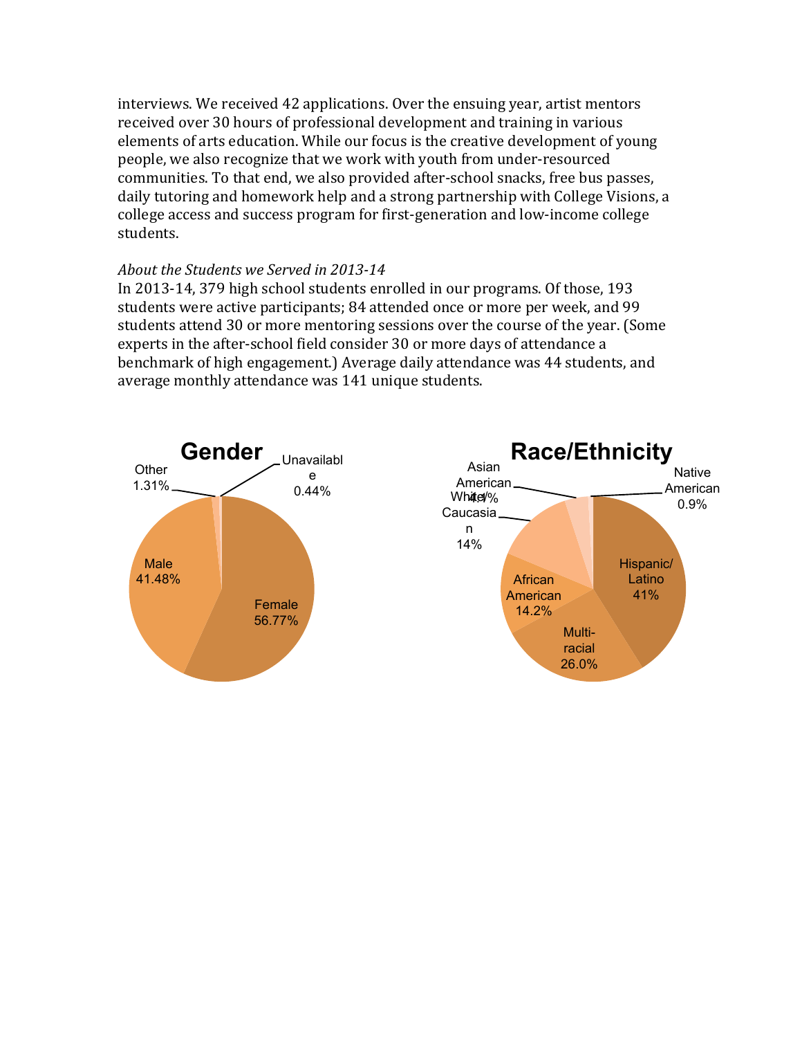interviews. We received 42 applications. Over the ensuing year, artist mentors received over 30 hours of professional development and training in various elements of arts education. While our focus is the creative development of young people, we also recognize that we work with youth from under-resourced communities. To that end, we also provided after-school snacks, free bus passes, daily tutoring and homework help and a strong partnership with College Visions, a college access and success program for first-generation and low-income college students.

*About the Students we Served in 2013-14*

In 2013-14, 379 high school students enrolled in our programs. Of those, 193 students were active participants; 84 attended once or more per week, and 99 students attend 30 or more mentoring sessions over the course of the year. (Some experts in the after-school field consider 30 or more days of attendance a benchmark of high engagement.) Average daily attendance was 44 students, and average monthly attendance was 141 unique students.

**Gender**

| Category | Percentage |
|---|---|
| Female | 56.77% |
| Male | 41.48% |
| Other | 1.31% |
| Unavailable | 0.44% |

**Race/Ethnicity**

| Category | Percentage |
|---|---|
| Hispanic/Latino | 41% |
| Multi-racial | 26.0% |
| African American | 14.2% |
| White/Caucasian | 14% |
| Asian American | 4.1% |
| Native American | 0.9% |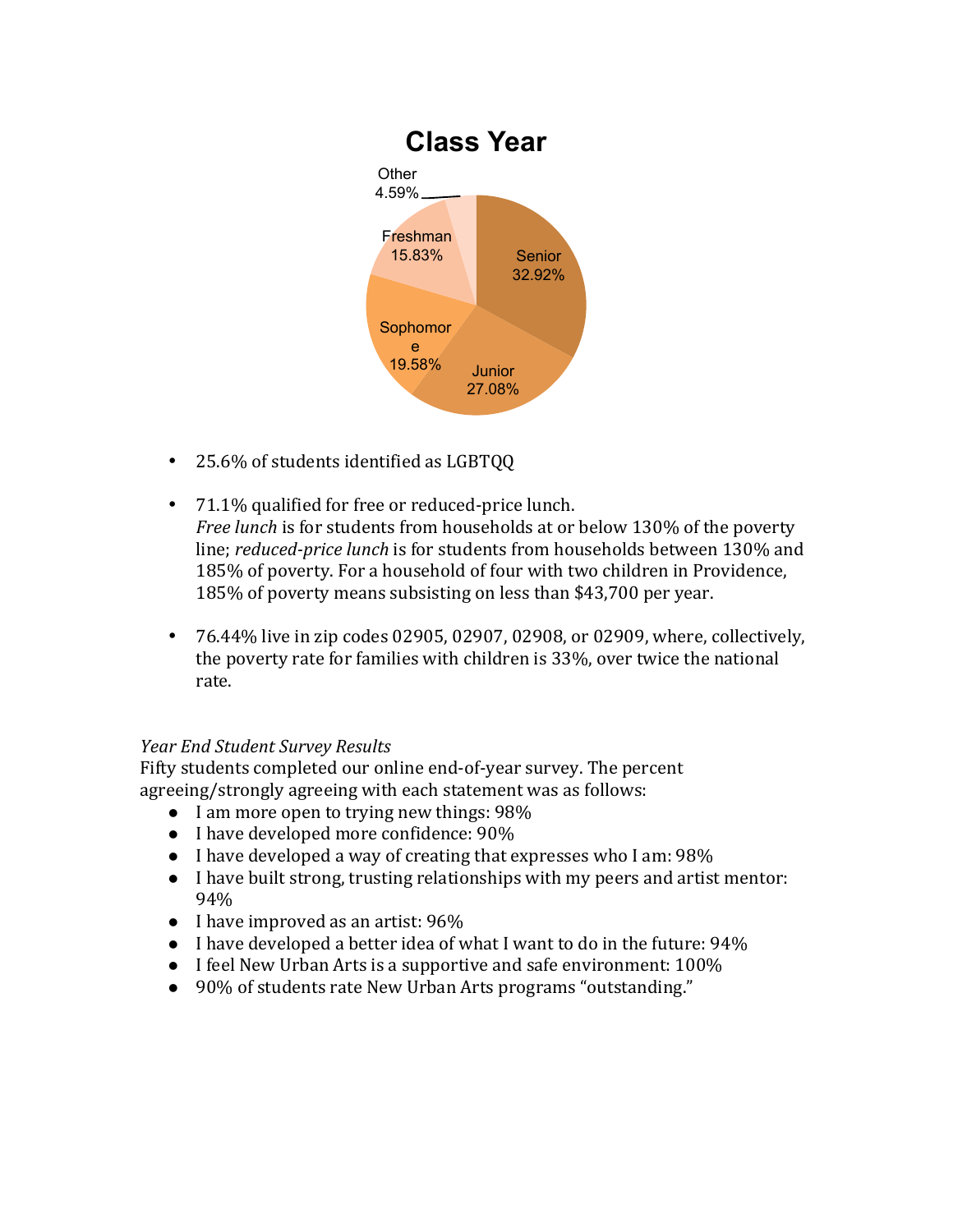## Class Year

| Class Year | Percent |
|---|---|
| Senior | 32.92% |
| Junior | 27.08% |
| Sophomore | 19.58% |
| Freshman | 15.83% |
| Other | 4.59% |

- 25.6% of students identified as LGBTQQ
- 71.1% qualified for free or reduced-price lunch.
  *Free lunch* is for students from households at or below 130% of the poverty line; *reduced-price lunch* is for students from households between 130% and 185% of poverty. For a household of four with two children in Providence, 185% of poverty means subsisting on less than $43,700 per year.
- 76.44% live in zip codes 02905, 02907, 02908, or 02909, where, collectively, the poverty rate for families with children is 33%, over twice the national rate.

*Year End Student Survey Results*

Fifty students completed our online end-of-year survey. The percent agreeing/strongly agreeing with each statement was as follows:

- I am more open to trying new things: 98%
- I have developed more confidence: 90%
- I have developed a way of creating that expresses who I am: 98%
- I have built strong, trusting relationships with my peers and artist mentor: 94%
- I have improved as an artist: 96%
- I have developed a better idea of what I want to do in the future: 94%
- I feel New Urban Arts is a supportive and safe environment: 100%
- 90% of students rate New Urban Arts programs "outstanding."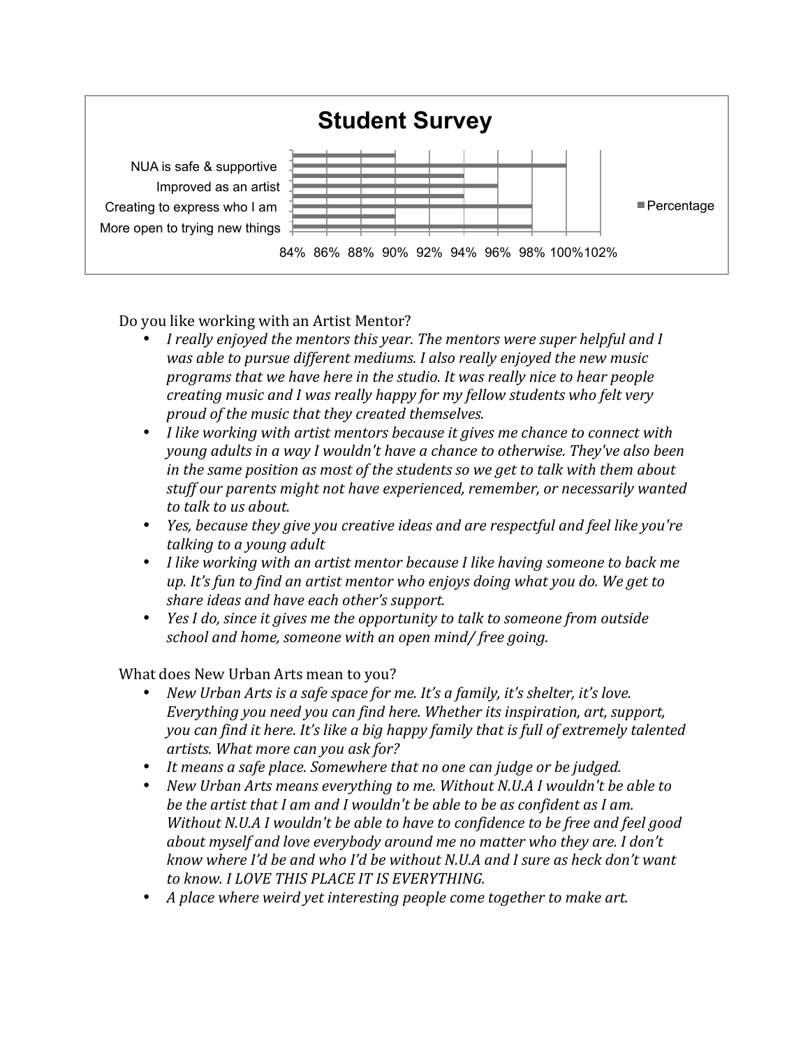**Student Survey**

- NUA is safe & supportive
- Improved as an artist
- Creating to express who I am
- More open to trying new things

84% 86% 88% 90% 92% 94% 96% 98% 100% 102%

■ Percentage

Do you like working with an Artist Mentor?

- *I really enjoyed the mentors this year. The mentors were super helpful and I was able to pursue different mediums. I also really enjoyed the new music programs that we have here in the studio. It was really nice to hear people creating music and I was really happy for my fellow students who felt very proud of the music that they created themselves.*
- *I like working with artist mentors because it gives me chance to connect with young adults in a way I wouldn't have a chance to otherwise. They've also been in the same position as most of the students so we get to talk with them about stuff our parents might not have experienced, remember, or necessarily wanted to talk to us about.*
- *Yes, because they give you creative ideas and are respectful and feel like you're talking to a young adult*
- *I like working with an artist mentor because I like having someone to back me up. It's fun to find an artist mentor who enjoys doing what you do. We get to share ideas and have each other's support.*
- *Yes I do, since it gives me the opportunity to talk to someone from outside school and home, someone with an open mind/ free going.*

What does New Urban Arts mean to you?

- *New Urban Arts is a safe space for me. It's a family, it's shelter, it's love. Everything you need you can find here. Whether its inspiration, art, support, you can find it here. It's like a big happy family that is full of extremely talented artists. What more can you ask for?*
- *It means a safe place. Somewhere that no one can judge or be judged.*
- *New Urban Arts means everything to me. Without N.U.A I wouldn't be able to be the artist that I am and I wouldn't be able to be as confident as I am. Without N.U.A I wouldn't be able to have to confidence to be free and feel good about myself and love everybody around me no matter who they are. I don't know where I'd be and who I'd be without N.U.A and I sure as heck don't want to know. I LOVE THIS PLACE IT IS EVERYTHING.*
- *A place where weird yet interesting people come together to make art.*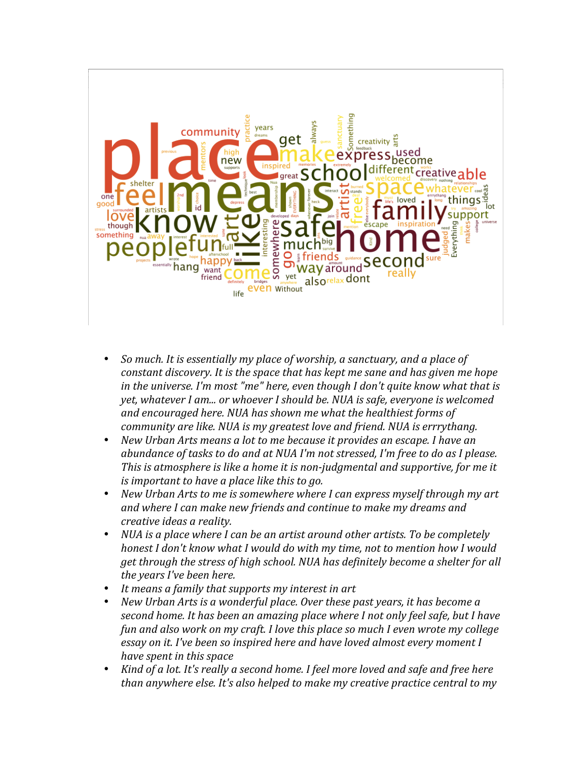- *So much. It is essentially my place of worship, a sanctuary, and a place of constant discovery. It is the space that has kept me sane and has given me hope in the universe. I'm most "me" here, even though I don't quite know what that is yet, whatever I am... or whoever I should be. NUA is safe, everyone is welcomed and encouraged here. NUA has shown me what the healthiest forms of community are like. NUA is my greatest love and friend. NUA is errrythang.*
- *New Urban Arts means a lot to me because it provides an escape. I have an abundance of tasks to do and at NUA I'm not stressed, I'm free to do as I please. This is atmosphere is like a home it is non-judgmental and supportive, for me it is important to have a place like this to go.*
- *New Urban Arts to me is somewhere where I can express myself through my art and where I can make new friends and continue to make my dreams and creative ideas a reality.*
- *NUA is a place where I can be an artist around other artists. To be completely honest I don't know what I would do with my time, not to mention how I would get through the stress of high school. NUA has definitely become a shelter for all the years I've been here.*
- *It means a family that supports my interest in art*
- *New Urban Arts is a wonderful place. Over these past years, it has become a second home. It has been an amazing place where I not only feel safe, but I have fun and also work on my craft. I love this place so much I even wrote my college essay on it. I've been so inspired here and have loved almost every moment I have spent in this space*
- *Kind of a lot. It's really a second home. I feel more loved and safe and free here than anywhere else. It's also helped to make my creative practice central to my*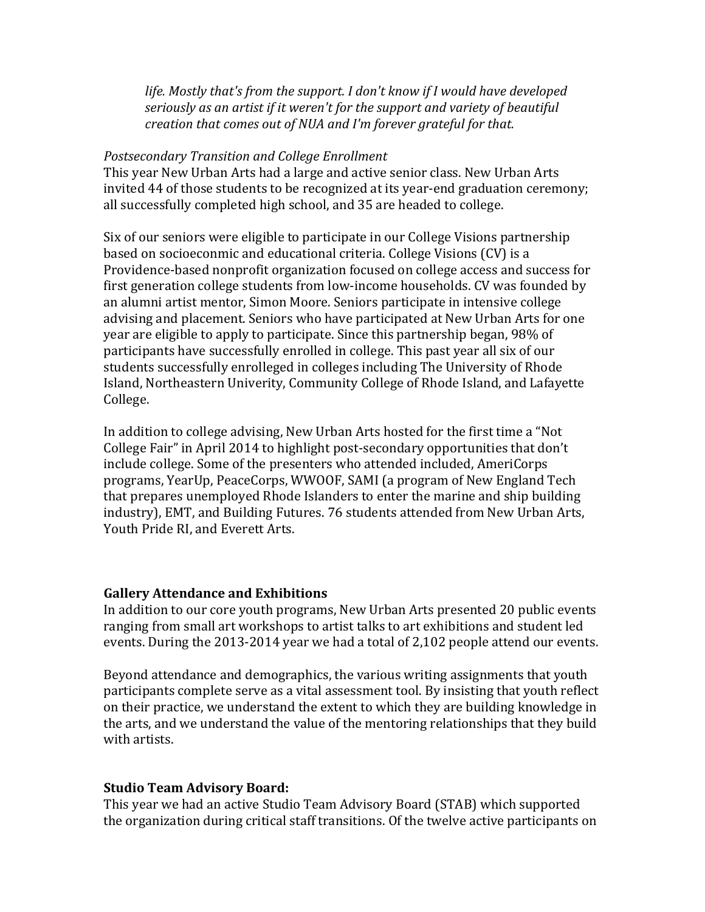*life. Mostly that's from the support. I don't know if I would have developed seriously as an artist if it weren't for the support and variety of beautiful creation that comes out of NUA and I'm forever grateful for that.*

*Postsecondary Transition and College Enrollment*

This year New Urban Arts had a large and active senior class. New Urban Arts invited 44 of those students to be recognized at its year-end graduation ceremony; all successfully completed high school, and 35 are headed to college.

Six of our seniors were eligible to participate in our College Visions partnership based on socioeconmic and educational criteria. College Visions (CV) is a Providence-based nonprofit organization focused on college access and success for first generation college students from low-income households. CV was founded by an alumni artist mentor, Simon Moore. Seniors participate in intensive college advising and placement. Seniors who have participated at New Urban Arts for one year are eligible to apply to participate. Since this partnership began, 98% of participants have successfully enrolled in college. This past year all six of our students successfully enrolleged in colleges including The University of Rhode Island, Northeastern Univerity, Community College of Rhode Island, and Lafayette College.

In addition to college advising, New Urban Arts hosted for the first time a "Not College Fair" in April 2014 to highlight post-secondary opportunities that don't include college. Some of the presenters who attended included, AmeriCorps programs, YearUp, PeaceCorps, WWOOF, SAMI (a program of New England Tech that prepares unemployed Rhode Islanders to enter the marine and ship building industry), EMT, and Building Futures. 76 students attended from New Urban Arts, Youth Pride RI, and Everett Arts.

**Gallery Attendance and Exhibitions**

In addition to our core youth programs, New Urban Arts presented 20 public events ranging from small art workshops to artist talks to art exhibitions and student led events. During the 2013-2014 year we had a total of 2,102 people attend our events.

Beyond attendance and demographics, the various writing assignments that youth participants complete serve as a vital assessment tool. By insisting that youth reflect on their practice, we understand the extent to which they are building knowledge in the arts, and we understand the value of the mentoring relationships that they build with artists.

**Studio Team Advisory Board:**

This year we had an active Studio Team Advisory Board (STAB) which supported the organization during critical staff transitions. Of the twelve active participants on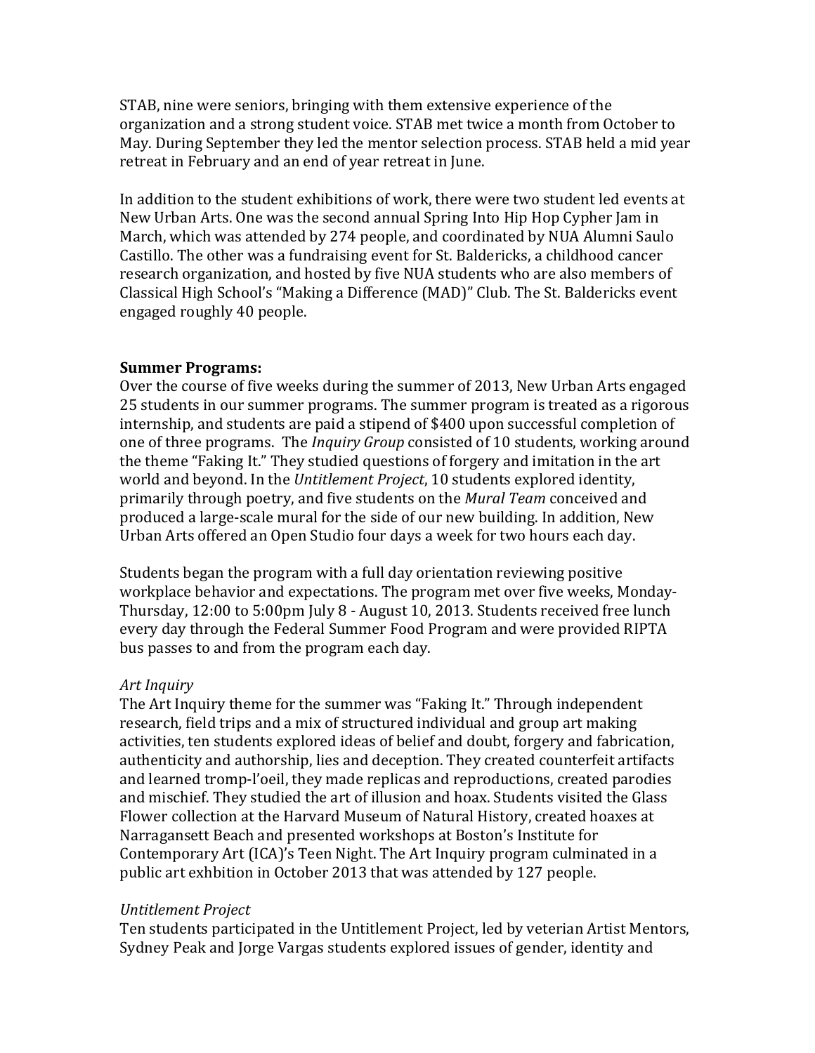STAB, nine were seniors, bringing with them extensive experience of the organization and a strong student voice. STAB met twice a month from October to May. During September they led the mentor selection process. STAB held a mid year retreat in February and an end of year retreat in June.

In addition to the student exhibitions of work, there were two student led events at New Urban Arts. One was the second annual Spring Into Hip Hop Cypher Jam in March, which was attended by 274 people, and coordinated by NUA Alumni Saulo Castillo. The other was a fundraising event for St. Baldericks, a childhood cancer research organization, and hosted by five NUA students who are also members of Classical High School's "Making a Difference (MAD)" Club. The St. Baldericks event engaged roughly 40 people.

**Summer Programs:**
Over the course of five weeks during the summer of 2013, New Urban Arts engaged 25 students in our summer programs. The summer program is treated as a rigorous internship, and students are paid a stipend of $400 upon successful completion of one of three programs. The *Inquiry Group* consisted of 10 students, working around the theme "Faking It." They studied questions of forgery and imitation in the art world and beyond. In the *Untitlement Project*, 10 students explored identity, primarily through poetry, and five students on the *Mural Team* conceived and produced a large-scale mural for the side of our new building. In addition, New Urban Arts offered an Open Studio four days a week for two hours each day.

Students began the program with a full day orientation reviewing positive workplace behavior and expectations. The program met over five weeks, Monday-Thursday, 12:00 to 5:00pm July 8 - August 10, 2013. Students received free lunch every day through the Federal Summer Food Program and were provided RIPTA bus passes to and from the program each day.

*Art Inquiry*
The Art Inquiry theme for the summer was "Faking It." Through independent research, field trips and a mix of structured individual and group art making activities, ten students explored ideas of belief and doubt, forgery and fabrication, authenticity and authorship, lies and deception. They created counterfeit artifacts and learned tromp-l'oeil, they made replicas and reproductions, created parodies and mischief. They studied the art of illusion and hoax. Students visited the Glass Flower collection at the Harvard Museum of Natural History, created hoaxes at Narragansett Beach and presented workshops at Boston's Institute for Contemporary Art (ICA)'s Teen Night. The Art Inquiry program culminated in a public art exhbition in October 2013 that was attended by 127 people.

*Untitlement Project*
Ten students participated in the Untitlement Project, led by veterian Artist Mentors, Sydney Peak and Jorge Vargas students explored issues of gender, identity and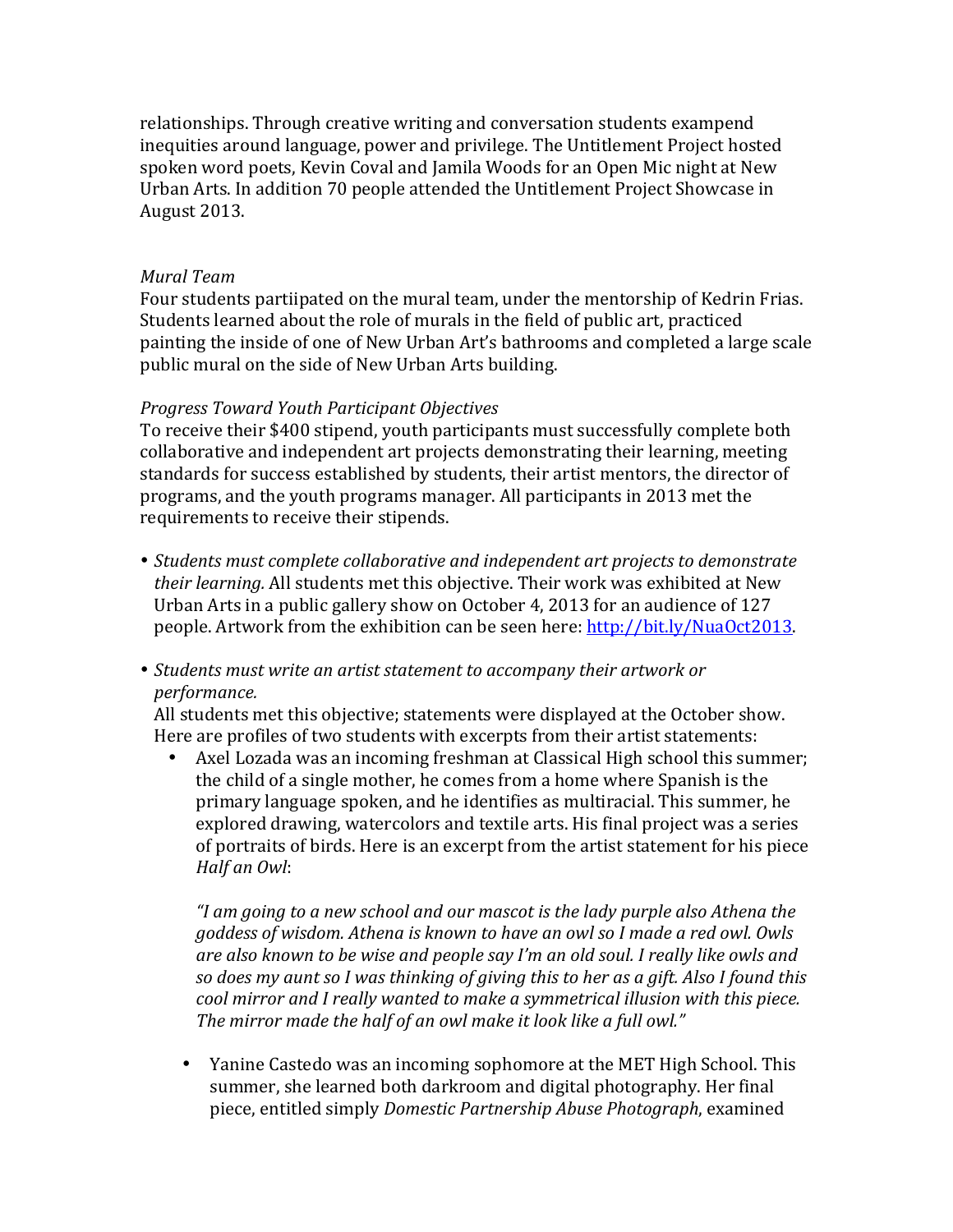relationships. Through creative writing and conversation students exampend inequities around language, power and privilege. The Untitlement Project hosted spoken word poets, Kevin Coval and Jamila Woods for an Open Mic night at New Urban Arts. In addition 70 people attended the Untitlement Project Showcase in August 2013.

*Mural Team*

Four students partiipated on the mural team, under the mentorship of Kedrin Frias. Students learned about the role of murals in the field of public art, practiced painting the inside of one of New Urban Art's bathrooms and completed a large scale public mural on the side of New Urban Arts building.

*Progress Toward Youth Participant Objectives*

To receive their $400 stipend, youth participants must successfully complete both collaborative and independent art projects demonstrating their learning, meeting standards for success established by students, their artist mentors, the director of programs, and the youth programs manager. All participants in 2013 met the requirements to receive their stipends.

- *Students must complete collaborative and independent art projects to demonstrate their learning.* All students met this objective. Their work was exhibited at New Urban Arts in a public gallery show on October 4, 2013 for an audience of 127 people. Artwork from the exhibition can be seen here: http://bit.ly/NuaOct2013.

- *Students must write an artist statement to accompany their artwork or performance.*
  All students met this objective; statements were displayed at the October show. Here are profiles of two students with excerpts from their artist statements:
  - Axel Lozada was an incoming freshman at Classical High school this summer; the child of a single mother, he comes from a home where Spanish is the primary language spoken, and he identifies as multiracial. This summer, he explored drawing, watercolors and textile arts. His final project was a series of portraits of birds. Here is an excerpt from the artist statement for his piece *Half an Owl*:

    *"I am going to a new school and our mascot is the lady purple also Athena the goddess of wisdom. Athena is known to have an owl so I made a red owl. Owls are also known to be wise and people say I'm an old soul. I really like owls and so does my aunt so I was thinking of giving this to her as a gift. Also I found this cool mirror and I really wanted to make a symmetrical illusion with this piece. The mirror made the half of an owl make it look like a full owl."*

  - Yanine Castedo was an incoming sophomore at the MET High School. This summer, she learned both darkroom and digital photography. Her final piece, entitled simply *Domestic Partnership Abuse Photograph*, examined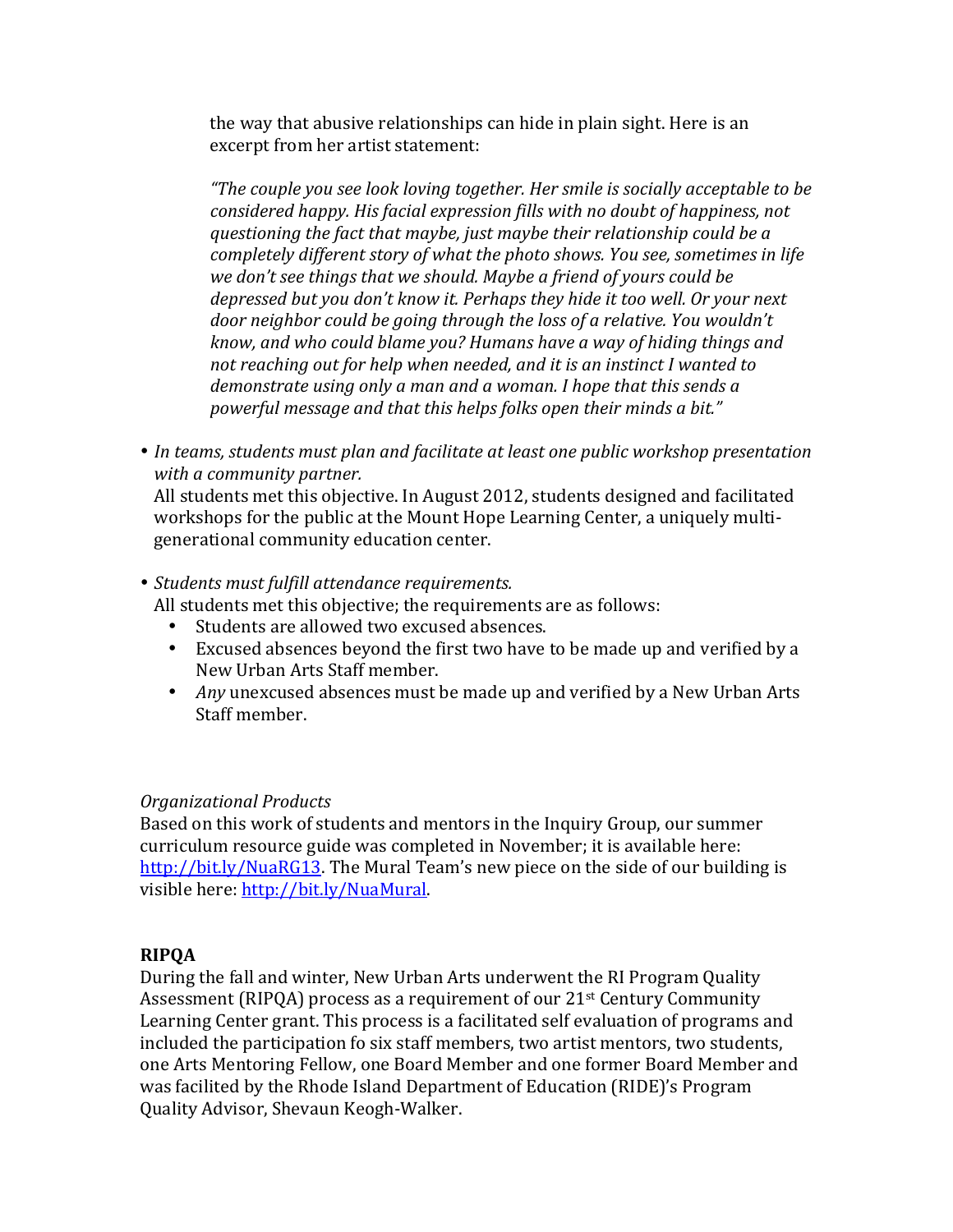the way that abusive relationships can hide in plain sight. Here is an excerpt from her artist statement:

*"The couple you see look loving together. Her smile is socially acceptable to be considered happy. His facial expression fills with no doubt of happiness, not questioning the fact that maybe, just maybe their relationship could be a completely different story of what the photo shows. You see, sometimes in life we don't see things that we should. Maybe a friend of yours could be depressed but you don't know it. Perhaps they hide it too well. Or your next door neighbor could be going through the loss of a relative. You wouldn't know, and who could blame you? Humans have a way of hiding things and not reaching out for help when needed, and it is an instinct I wanted to demonstrate using only a man and a woman. I hope that this sends a powerful message and that this helps folks open their minds a bit."*

- *In teams, students must plan and facilitate at least one public workshop presentation with a community partner.*
  All students met this objective. In August 2012, students designed and facilitated workshops for the public at the Mount Hope Learning Center, a uniquely multi-generational community education center.

- *Students must fulfill attendance requirements.*
  All students met this objective; the requirements are as follows:
  - Students are allowed two excused absences.
  - Excused absences beyond the first two have to be made up and verified by a New Urban Arts Staff member.
  - *Any* unexcused absences must be made up and verified by a New Urban Arts Staff member.

*Organizational Products*

Based on this work of students and mentors in the Inquiry Group, our summer curriculum resource guide was completed in November; it is available here: [http://bit.ly/NuaRG13](http://bit.ly/NuaRG13). The Mural Team's new piece on the side of our building is visible here: [http://bit.ly/NuaMural](http://bit.ly/NuaMural).

**RIPQA**

During the fall and winter, New Urban Arts underwent the RI Program Quality Assessment (RIPQA) process as a requirement of our 21st Century Community Learning Center grant. This process is a facilitated self evaluation of programs and included the participation fo six staff members, two artist mentors, two students, one Arts Mentoring Fellow, one Board Member and one former Board Member and was facilited by the Rhode Island Department of Education (RIDE)'s Program Quality Advisor, Shevaun Keogh-Walker.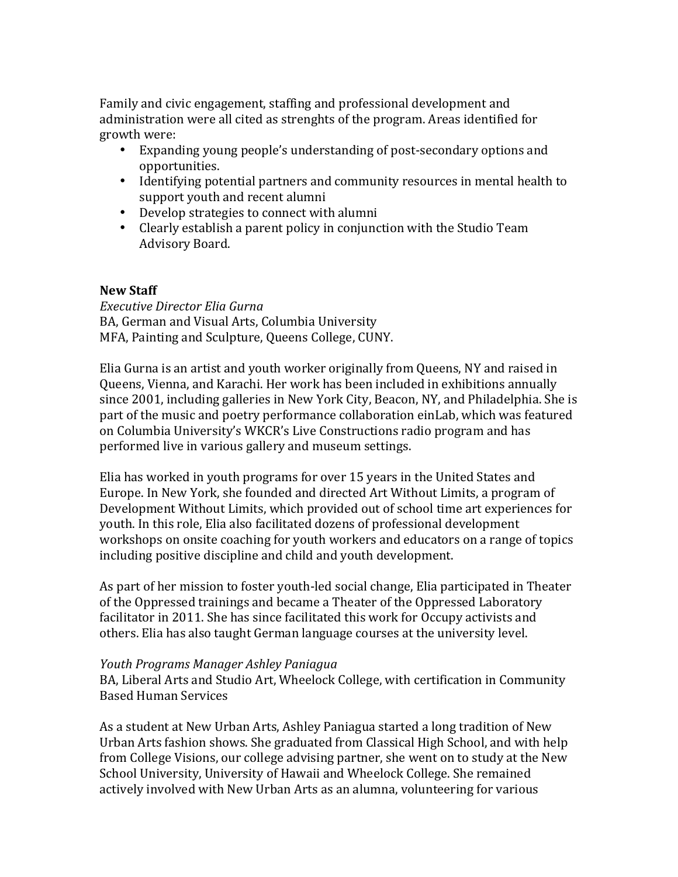Family and civic engagement, staffing and professional development and administration were all cited as strenghts of the program. Areas identified for growth were:

- Expanding young people's understanding of post-secondary options and opportunities.
- Identifying potential partners and community resources in mental health to support youth and recent alumni
- Develop strategies to connect with alumni
- Clearly establish a parent policy in conjunction with the Studio Team Advisory Board.

**New Staff**

*Executive Director Elia Gurna*
BA, German and Visual Arts, Columbia University
MFA, Painting and Sculpture, Queens College, CUNY.

Elia Gurna is an artist and youth worker originally from Queens, NY and raised in Queens, Vienna, and Karachi. Her work has been included in exhibitions annually since 2001, including galleries in New York City, Beacon, NY, and Philadelphia. She is part of the music and poetry performance collaboration einLab, which was featured on Columbia University's WKCR's Live Constructions radio program and has performed live in various gallery and museum settings.

Elia has worked in youth programs for over 15 years in the United States and Europe. In New York, she founded and directed Art Without Limits, a program of Development Without Limits, which provided out of school time art experiences for youth. In this role, Elia also facilitated dozens of professional development workshops on onsite coaching for youth workers and educators on a range of topics including positive discipline and child and youth development.

As part of her mission to foster youth-led social change, Elia participated in Theater of the Oppressed trainings and became a Theater of the Oppressed Laboratory facilitator in 2011. She has since facilitated this work for Occupy activists and others. Elia has also taught German language courses at the university level.

*Youth Programs Manager Ashley Paniagua*
BA, Liberal Arts and Studio Art, Wheelock College, with certification in Community Based Human Services

As a student at New Urban Arts, Ashley Paniagua started a long tradition of New Urban Arts fashion shows. She graduated from Classical High School, and with help from College Visions, our college advising partner, she went on to study at the New School University, University of Hawaii and Wheelock College. She remained actively involved with New Urban Arts as an alumna, volunteering for various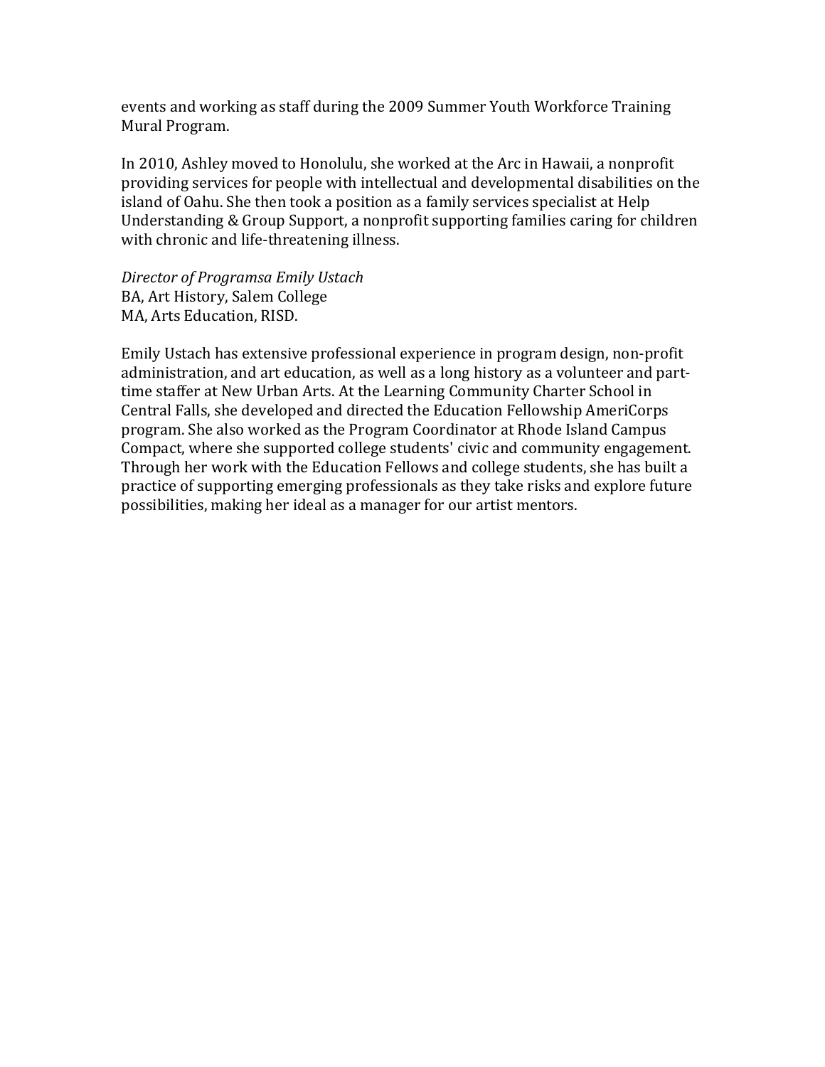events and working as staff during the 2009 Summer Youth Workforce Training Mural Program.

In 2010, Ashley moved to Honolulu, she worked at the Arc in Hawaii, a nonprofit providing services for people with intellectual and developmental disabilities on the island of Oahu. She then took a position as a family services specialist at Help Understanding & Group Support, a nonprofit supporting families caring for children with chronic and life-threatening illness.

*Director of Programsa Emily Ustach*
BA, Art History, Salem College
MA, Arts Education, RISD.

Emily Ustach has extensive professional experience in program design, non-profit administration, and art education, as well as a long history as a volunteer and part-time staffer at New Urban Arts. At the Learning Community Charter School in Central Falls, she developed and directed the Education Fellowship AmeriCorps program. She also worked as the Program Coordinator at Rhode Island Campus Compact, where she supported college students' civic and community engagement. Through her work with the Education Fellows and college students, she has built a practice of supporting emerging professionals as they take risks and explore future possibilities, making her ideal as a manager for our artist mentors.